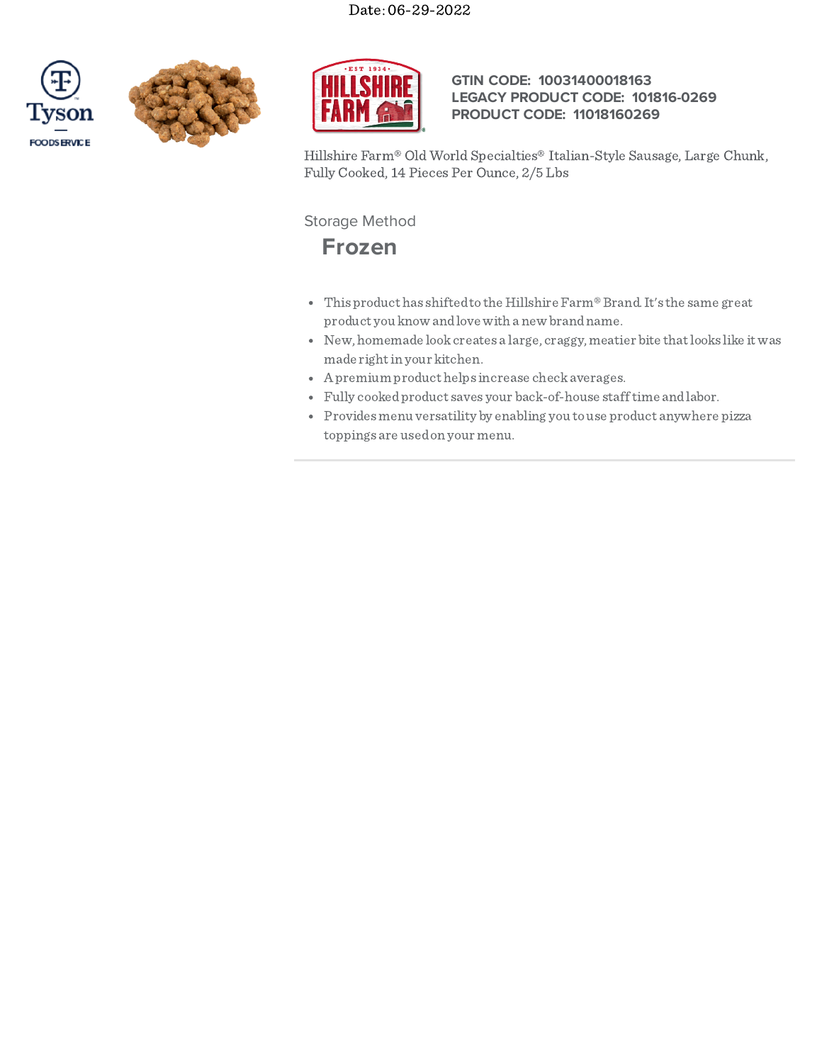Date: 06-29-2022

**GTIN CODE: 10031400018163**
**LEGACY PRODUCT CODE: 101816-0269**
**PRODUCT CODE: 11018160269**

Hillshire Farm® Old World Specialties® Italian-Style Sausage, Large Chunk, Fully Cooked, 14 Pieces Per Ounce, 2/5 Lbs

Storage Method

## Frozen

- This product has shifted to the Hillshire Farm® Brand. It's the same great product you know and love with a new brand name.
- New, homemade look creates a large, craggy, meatier bite that looks like it was made right in your kitchen.
- A premium product helps increase check averages.
- Fully cooked product saves your back-of-house staff time and labor.
- Provides menu versatility by enabling you to use product anywhere pizza toppings are used on your menu.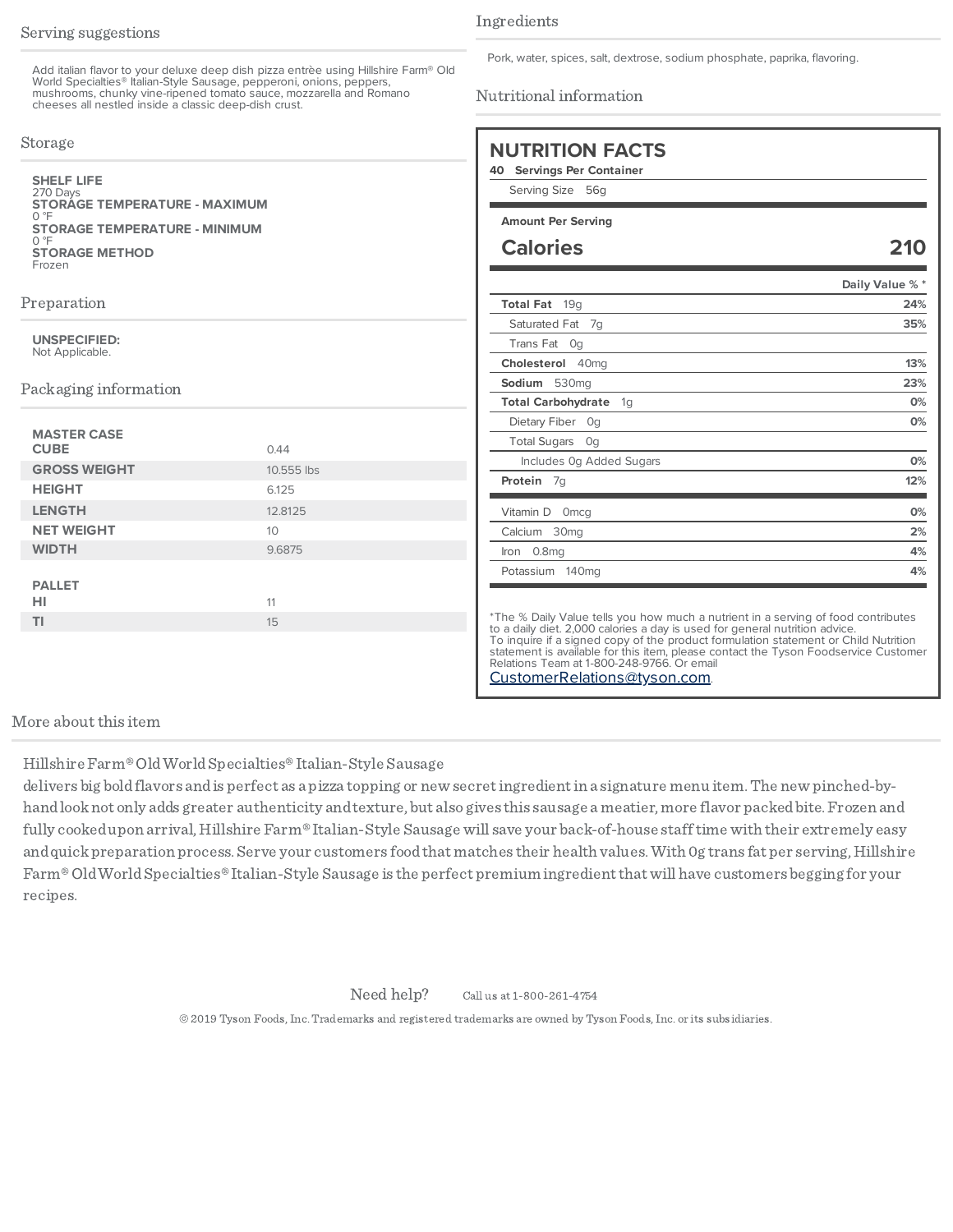## Serving suggestions

Add italian flavor to your deluxe deep dish pizza entrèe using Hillshire Farm® Old World Specialties® Italian-Style Sausage, pepperoni, onions, peppers, mushrooms, chunky vine-ripened tomato sauce, mozzarella and Romano cheeses all nestled inside a classic deep-dish crust.

## Storage

**SHELF LIFE**
270 Days
**STORAGE TEMPERATURE - MAXIMUM**
0 °F
**STORAGE TEMPERATURE - MINIMUM**
0 °F
**STORAGE METHOD**
Frozen

## Preparation

**UNSPECIFIED:**
Not Applicable.

## Packaging information

| | |
|---|---|
| **MASTER CASE** | |
| **CUBE** | 0.44 |
| **GROSS WEIGHT** | 10.555 lbs |
| **HEIGHT** | 6.125 |
| **LENGTH** | 12.8125 |
| **NET WEIGHT** | 10 |
| **WIDTH** | 9.6875 |
| **PALLET** | |
| **HI** | 11 |
| **TI** | 15 |

## Ingredients

Pork, water, spices, salt, dextrose, sodium phosphate, paprika, flavoring.

## Nutritional information

**NUTRITION FACTS**

**40 Servings Per Container**

Serving Size 56g

**Amount Per Serving**

**Calories 210**

| | Daily Value % * |
|---|---|
| **Total Fat** 19g | **24%** |
| Saturated Fat 7g | **35%** |
| Trans Fat 0g | |
| **Cholesterol** 40mg | **13%** |
| **Sodium** 530mg | **23%** |
| **Total Carbohydrate** 1g | **0%** |
| Dietary Fiber 0g | **0%** |
| Total Sugars 0g | |
| Includes 0g Added Sugars | **0%** |
| **Protein** 7g | **12%** |
| Vitamin D 0mcg | **0%** |
| Calcium 30mg | **2%** |
| Iron 0.8mg | **4%** |
| Potassium 140mg | **4%** |

*The % Daily Value tells you how much a nutrient in a serving of food contributes to a daily diet. 2,000 calories a day is used for general nutrition advice.
To inquire if a signed copy of the product formulation statement or Child Nutrition statement is available for this item, please contact the Tyson Foodservice Customer Relations Team at 1-800-248-9766. Or email CustomerRelations@tyson.com.

## More about this item

Hillshire Farm® Old World Specialties® Italian-Style Sausage
delivers big bold flavors and is perfect as a pizza topping or new secret ingredient in a signature menu item. The new pinched-by-hand look not only adds greater authenticity and texture, but also gives this sausage a meatier, more flavor packed bite. Frozen and fully cooked upon arrival, Hillshire Farm® Italian-Style Sausage will save your back-of-house staff time with their extremely easy and quick preparation process. Serve your customers food that matches their health values. With 0g trans fat per serving, Hillshire Farm® Old World Specialties® Italian-Style Sausage is the perfect premium ingredient that will have customers begging for your recipes.

Need help? Call us at 1-800-261-4754

© 2019 Tyson Foods, Inc. Trademarks and registered trademarks are owned by Tyson Foods, Inc. or its subsidiaries.